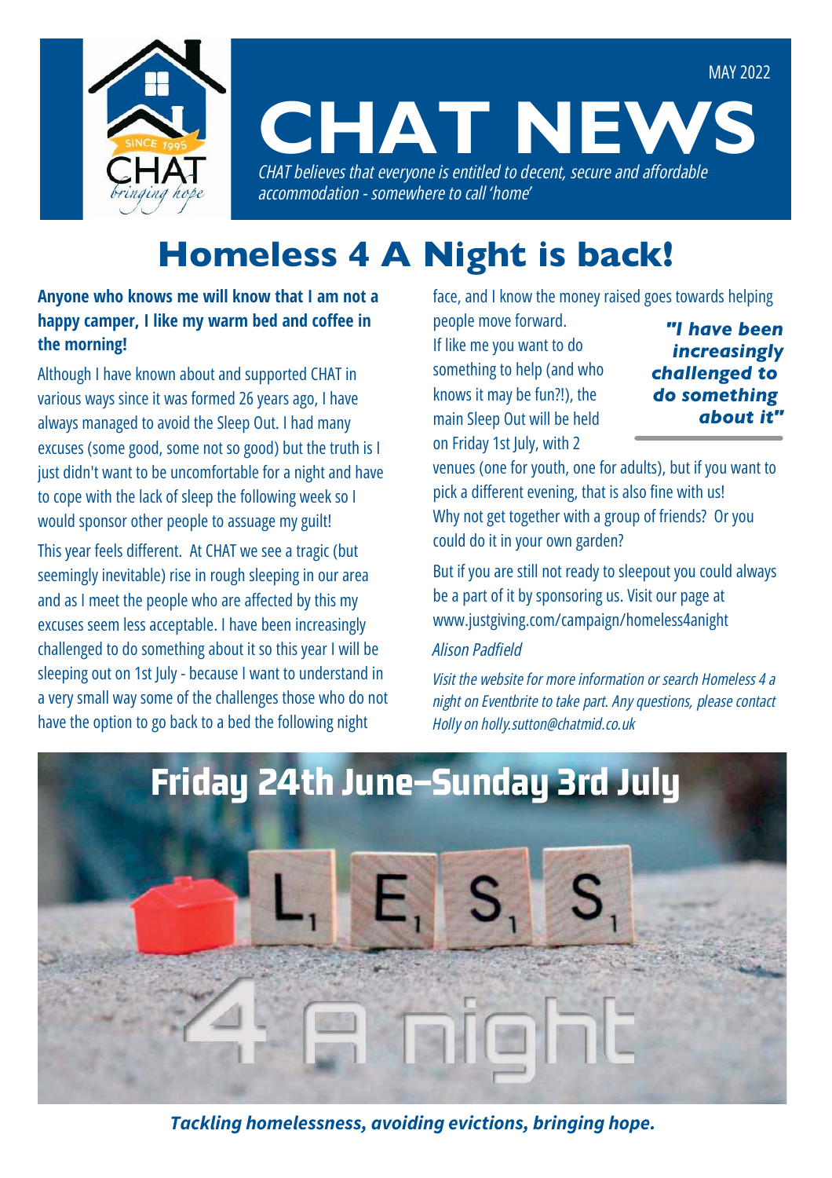MAY 2022

# CHAT NEWS

*CHAT believes that everyone is entitled to decent, secure and affordable accommodation - somewhere to call 'home'*

## Homeless 4 A Night is back!

**Anyone who knows me will know that I am not a happy camper, I like my warm bed and coffee in the morning!**

Although I have known about and supported CHAT in various ways since it was formed 26 years ago, I have always managed to avoid the Sleep Out. I had many excuses (some good, some not so good) but the truth is I just didn't want to be uncomfortable for a night and have to cope with the lack of sleep the following week so I would sponsor other people to assuage my guilt!

This year feels different. At CHAT we see a tragic (but seemingly inevitable) rise in rough sleeping in our area and as I meet the people who are affected by this my excuses seem less acceptable. I have been increasingly challenged to do something about it so this year I will be sleeping out on 1st July - because I want to understand in a very small way some of the challenges those who do not have the option to go back to a bed the following night face, and I know the money raised goes towards helping people move forward.

> ***"I have been increasingly challenged to do something about it"***

If like me you want to do something to help (and who knows it may be fun?!), the main Sleep Out will be held on Friday 1st July, with 2 venues (one for youth, one for adults), but if you want to pick a different evening, that is also fine with us! Why not get together with a group of friends? Or you could do it in your own garden?

But if you are still not ready to sleepout you could always be a part of it by sponsoring us. Visit our page at www.justgiving.com/campaign/homeless4anight

*Alison Padfield*

*Visit the website for more information or search Homeless 4 a night on Eventbrite to take part. Any questions, please contact Holly on holly.sutton@chatmid.co.uk*

**Friday 24th June–Sunday 3rd July**

***Tackling homelessness, avoiding evictions, bringing hope.***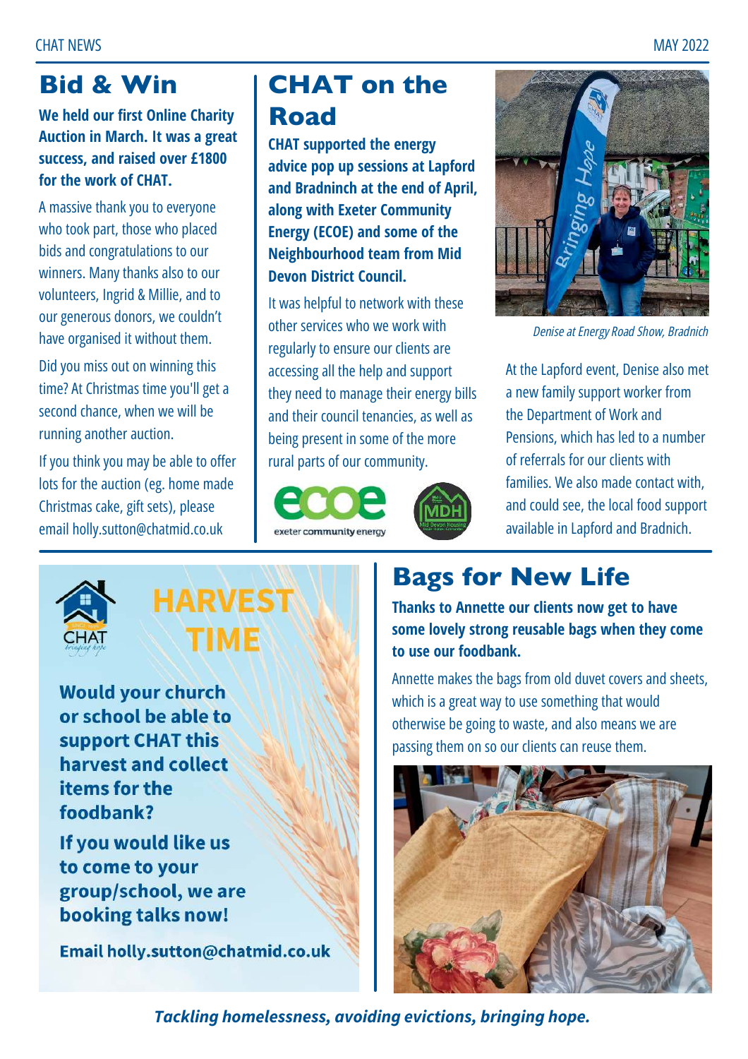## Bid & Win

**We held our first Online Charity Auction in March. It was a great success, and raised over £1800 for the work of CHAT.**

A massive thank you to everyone who took part, those who placed bids and congratulations to our winners. Many thanks also to our volunteers, Ingrid & Millie, and to our generous donors, we couldn't have organised it without them.

Did you miss out on winning this time? At Christmas time you'll get a second chance, when we will be running another auction.

If you think you may be able to offer lots for the auction (eg. home made Christmas cake, gift sets), please email holly.sutton@chatmid.co.uk

## CHAT on the Road

**CHAT supported the energy advice pop up sessions at Lapford and Bradninch at the end of April, along with Exeter Community Energy (ECOE) and some of the Neighbourhood team from Mid Devon District Council.**

It was helpful to network with these other services who we work with regularly to ensure our clients are accessing all the help and support they need to manage their energy bills and their council tenancies, as well as being present in some of the more rural parts of our community.

*Denise at Energy Road Show, Bradnich*

At the Lapford event, Denise also met a new family support worker from the Department of Work and Pensions, which has led to a number of referrals for our clients with families. We also made contact with, and could see, the local food support available in Lapford and Bradninch.

## HARVEST TIME

**Would your church or school be able to support CHAT this harvest and collect items for the foodbank?**

**If you would like us to come to your group/school, we are booking talks now!**

**Email holly.sutton@chatmid.co.uk**

## Bags for New Life

**Thanks to Annette our clients now get to have some lovely strong reusable bags when they come to use our foodbank.**

Annette makes the bags from old duvet covers and sheets, which is a great way to use something that would otherwise be going to waste, and also means we are passing them on so our clients can reuse them.

***Tackling homelessness, avoiding evictions, bringing hope.***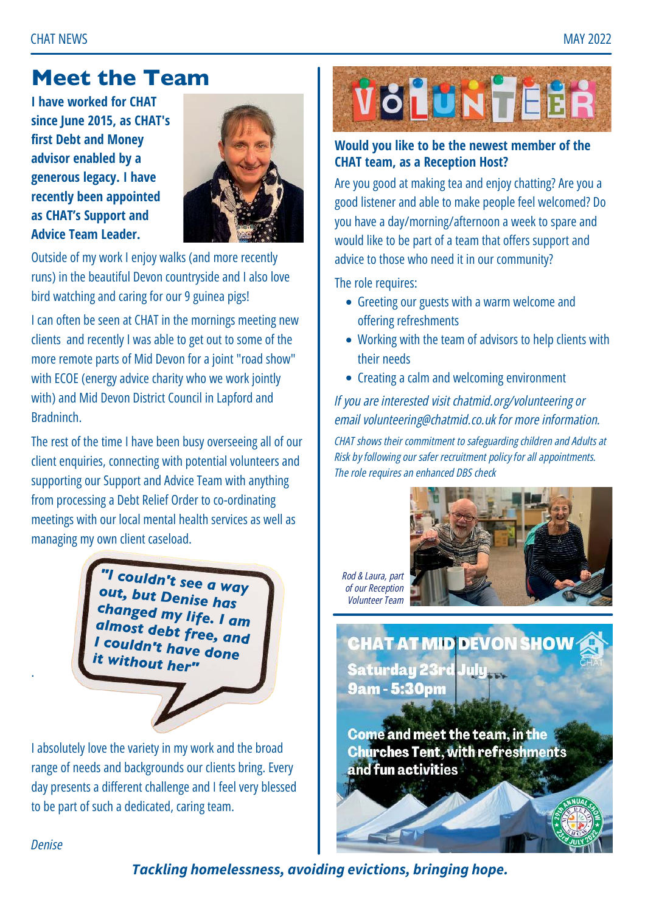# Meet the Team

**I have worked for CHAT since June 2015, as CHAT's first Debt and Money advisor enabled by a generous legacy. I have recently been appointed as CHAT's Support and Advice Team Leader.**

Outside of my work I enjoy walks (and more recently runs) in the beautiful Devon countryside and I also love bird watching and caring for our 9 guinea pigs!

I can often be seen at CHAT in the mornings meeting new clients and recently I was able to get out to some of the more remote parts of Mid Devon for a joint "road show" with ECOE (energy advice charity who we work jointly with) and Mid Devon District Council in Lapford and Bradninch.

The rest of the time I have been busy overseeing all of our client enquiries, connecting with potential volunteers and supporting our Support and Advice Team with anything from processing a Debt Relief Order to co-ordinating meetings with our local mental health services as well as managing my own client caseload.

> **"I couldn't see a way out, but Denise has changed my life. I am almost debt free, and I couldn't have done it without her"**

I absolutely love the variety in my work and the broad range of needs and backgrounds our clients bring. Every day presents a different challenge and I feel very blessed to be part of such a dedicated, caring team.

*Denise*

## VOLUNTEER

**Would you like to be the newest member of the CHAT team, as a Reception Host?**

Are you good at making tea and enjoy chatting? Are you a good listener and able to make people feel welcomed? Do you have a day/morning/afternoon a week to spare and would like to be part of a team that offers support and advice to those who need it in our community?

The role requires:

- Greeting our guests with a warm welcome and offering refreshments
- Working with the team of advisors to help clients with their needs
- Creating a calm and welcoming environment

*If you are interested visit chatmid.org/volunteering or email volunteering@chatmid.co.uk for more information.*

*CHAT shows their commitment to safeguarding children and Adults at Risk by following our safer recruitment policy for all appointments. The role requires an enhanced DBS check*

*Rod & Laura, part of our Reception Volunteer Team*

## CHAT AT MID DEVON SHOW

**Saturday 23rd July**
**9am - 5:30pm**

**Come and meet the team, in the Churches Tent, with refreshments and fun activities**

***Tackling homelessness, avoiding evictions, bringing hope.***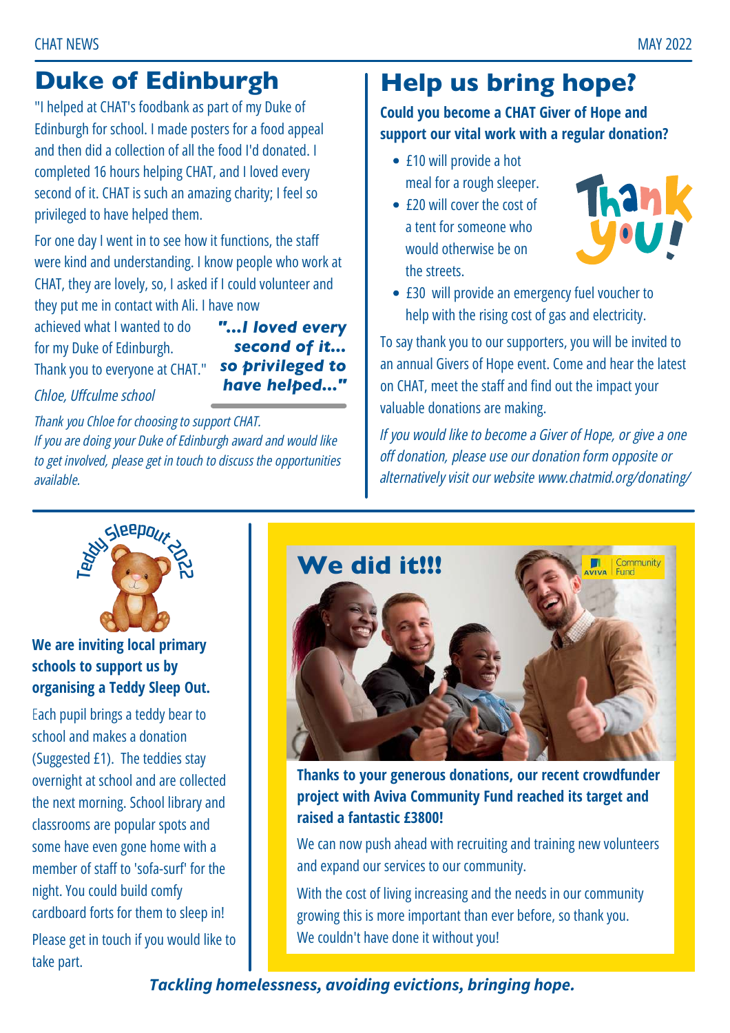## Duke of Edinburgh

"I helped at CHAT's foodbank as part of my Duke of Edinburgh for school. I made posters for a food appeal and then did a collection of all the food I'd donated. I completed 16 hours helping CHAT, and I loved every second of it. CHAT is such an amazing charity; I feel so privileged to have helped them.

For one day I went in to see how it functions, the staff were kind and understanding. I know people who work at CHAT, they are lovely, so, I asked if I could volunteer and they put me in contact with Ali. I have now achieved what I wanted to do for my Duke of Edinburgh. Thank you to everyone at CHAT."

*Chloe, Uffculme school*

***"...I loved every second of it... so privileged to have helped..."***

*Thank you Chloe for choosing to support CHAT.*
*If you are doing your Duke of Edinburgh award and would like to get involved, please get in touch to discuss the opportunities available.*

## Help us bring hope?

**Could you become a CHAT Giver of Hope and support our vital work with a regular donation?**

- £10 will provide a hot meal for a rough sleeper.
- £20 will cover the cost of a tent for someone who would otherwise be on the streets.
- £30 will provide an emergency fuel voucher to help with the rising cost of gas and electricity.

Thank you!

To say thank you to our supporters, you will be invited to an annual Givers of Hope event. Come and hear the latest on CHAT, meet the staff and find out the impact your valuable donations are making.

*If you would like to become a Giver of Hope, or give a one off donation, please use our donation form opposite or alternatively visit our website www.chatmid.org/donating/*

## Teddy Sleepout 2022

**We are inviting local primary schools to support us by organising a Teddy Sleep Out.**

Each pupil brings a teddy bear to school and makes a donation (Suggested £1). The teddies stay overnight at school and are collected the next morning. School library and classrooms are popular spots and some have even gone home with a member of staff to 'sofa-surf' for the night. You could build comfy cardboard forts for them to sleep in!

Please get in touch if you would like to take part.

## We did it!!!

**Thanks to your generous donations, our recent crowdfunder project with Aviva Community Fund reached its target and raised a fantastic £3800!**

We can now push ahead with recruiting and training new volunteers and expand our services to our community.

With the cost of living increasing and the needs in our community growing this is more important than ever before, so thank you. We couldn't have done it without you!

***Tackling homelessness, avoiding evictions, bringing hope.***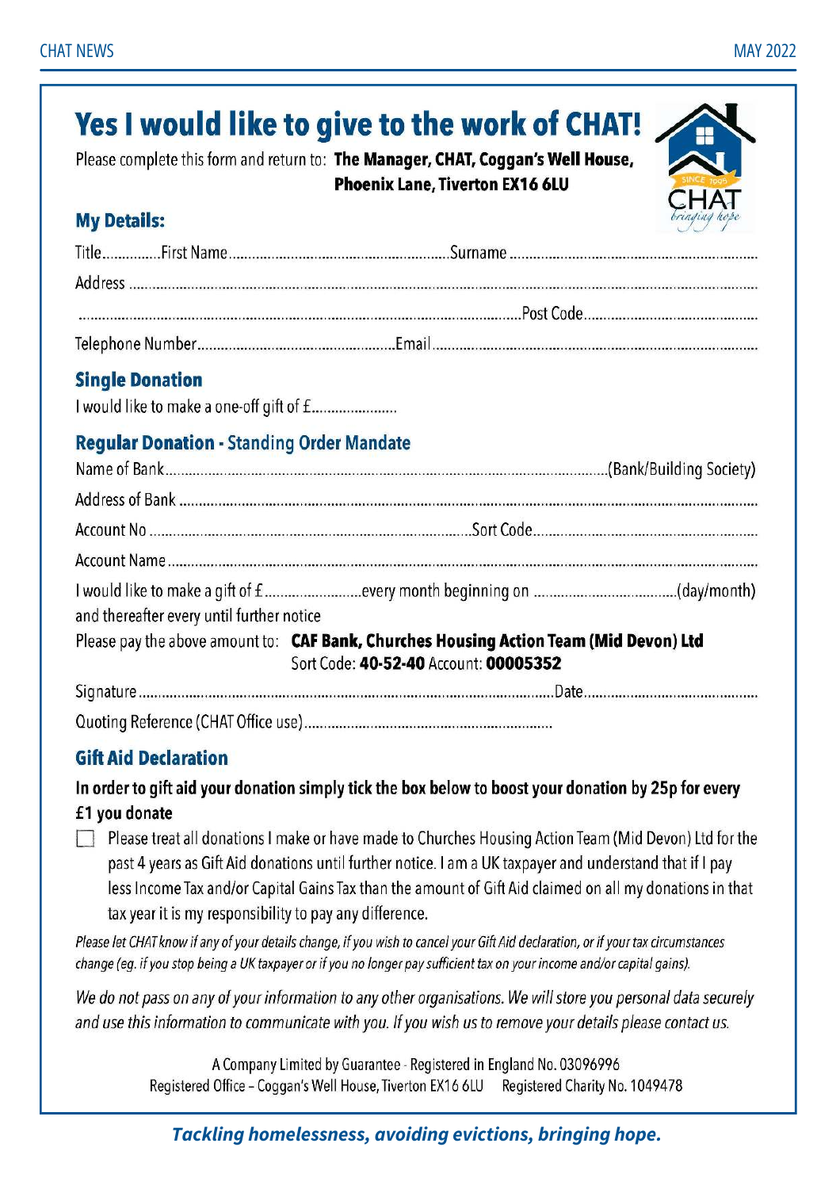# Yes I would like to give to the work of CHAT!

Please complete this form and return to: **The Manager, CHAT, Coggan's Well House, Phoenix Lane, Tiverton EX16 6LU**

## My Details:

Title.............. First Name.......................................................... Surname ................................................................

Address ..................................................................................................................................................................

................................................................................................................................ Post Code...............................................

Telephone Number.................................................. Email ...............................................................................

## Single Donation

I would like to make a one-off gift of £......................

## Regular Donation - Standing Order Mandate

Name of Bank..................................................................................................................(Bank/Building Society)

Address of Bank ......................................................................................................................................................

Account No ......................................................................................... Sort Code..............................................

Account Name ..........................................................................................................................................................

I would like to make a gift of £.......................... every month beginning on ....................................(day/month) and thereafter every until further notice

Please pay the above amount to: **CAF Bank, Churches Housing Action Team (Mid Devon) Ltd**
Sort Code: **40-52-40** Account: **00005352**

Signature ...................................................................................................... Date...............................................

Quoting Reference (CHAT Office use)..............................................................

## Gift Aid Declaration

**In order to gift aid your donation simply tick the box below to boost your donation by 25p for every £1 you donate**

☐ Please treat all donations I make or have made to Churches Housing Action Team (Mid Devon) Ltd for the past 4 years as Gift Aid donations until further notice. I am a UK taxpayer and understand that if I pay less Income Tax and/or Capital Gains Tax than the amount of Gift Aid claimed on all my donations in that tax year it is my responsibility to pay any difference.

*Please let CHAT know if any of your details change, if you wish to cancel your Gift Aid declaration, or if your tax circumstances change (eg. if you stop being a UK taxpayer or if you no longer pay sufficient tax on your income and/or capital gains).*

*We do not pass on any of your information to any other organisations. We will store you personal data securely and use this information to communicate with you. If you wish us to remove your details please contact us.*

A Company Limited by Guarantee - Registered in England No. 03096996
Registered Office – Coggan's Well House, Tiverton EX16 6LU Registered Charity No. 1049478

***Tackling homelessness, avoiding evictions, bringing hope.***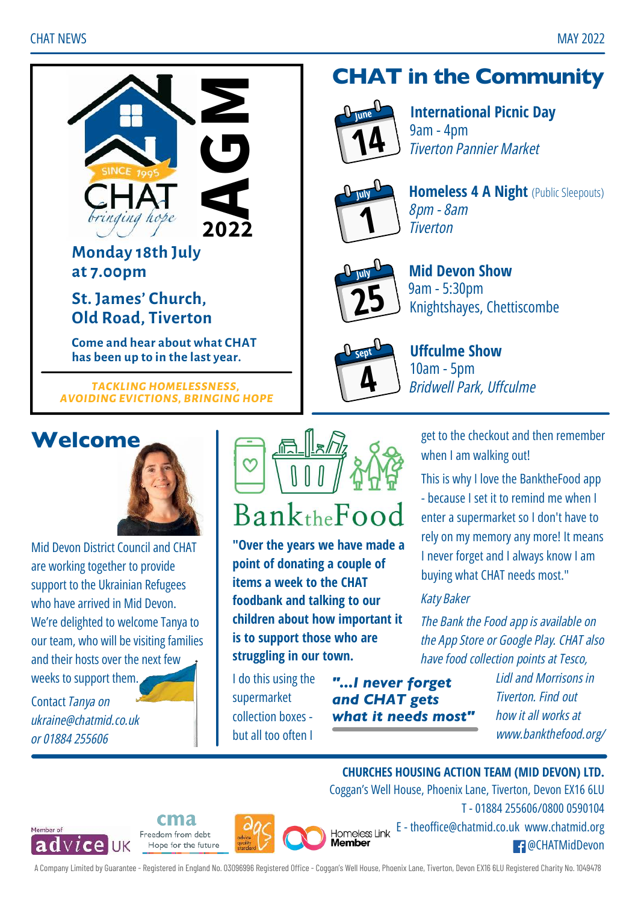# AGM 2022

SINCE 1995

CHAT *bringing hope*

**Monday 18th July at 7.00pm**

**St. James' Church, Old Road, Tiverton**

**Come and hear about what CHAT has been up to in the last year.**

***TACKLING HOMELESSNESS, AVOIDING EVICTIONS, BRINGING HOPE***

# CHAT in the Community

**June 14**

**International Picnic Day**
9am - 4pm
*Tiverton Pannier Market*

**July 1**

**Homeless 4 A Night** (Public Sleepouts)
*8pm - 8am*
*Tiverton*

**July 25**

**Mid Devon Show**
9am - 5:30pm
Knightshayes, Chettiscombe

**Sept 4**

**Uffculme Show**
10am - 5pm
*Bridwell Park, Uffculme*

# Welcome

Mid Devon District Council and CHAT are working together to provide support to the Ukrainian Refugees who have arrived in Mid Devon. We're delighted to welcome Tanya to our team, who will be visiting families and their hosts over the next few weeks to support them.

Contact *Tanya on ukraine@chatmid.co.uk or 01884 255606*

## BanktheFood

**"Over the years we have made a point of donating a couple of items a week to the CHAT foodbank and talking to our children about how important it is to support those who are struggling in our town.**

I do this using the supermarket collection boxes - but all too often I get to the checkout and then remember when I am walking out!

***"...I never forget and CHAT gets what it needs most"***

This is why I love the BanktheFood app - because I set it to remind me when I enter a supermarket so I don't have to rely on my memory any more! It means I never forget and I always know I am buying what CHAT needs most."

*Katy Baker*

*The Bank the Food app is available on the App Store or Google Play. CHAT also have food collection points at Tesco, Lidl and Morrisons in Tiverton. Find out how it all works at www.bankthefood.org/*

**CHURCHES HOUSING ACTION TEAM (MID DEVON) LTD.**
Coggan's Well House, Phoenix Lane, Tiverton, Devon EX16 6LU
T - 01884 255606/0800 0590104
E - theoffice@chatmid.co.uk www.chatmid.org
@CHATMidDevon

Member of advice UK | cma Freedom from debt Hope for the future | advice quality standard | Homeless Link Member

A Company Limited by Guarantee - Registered in England No. 03096996 Registered Office - Coggan's Well House, Phoenix Lane, Tiverton, Devon EX16 6LU Registered Charity No. 1049478